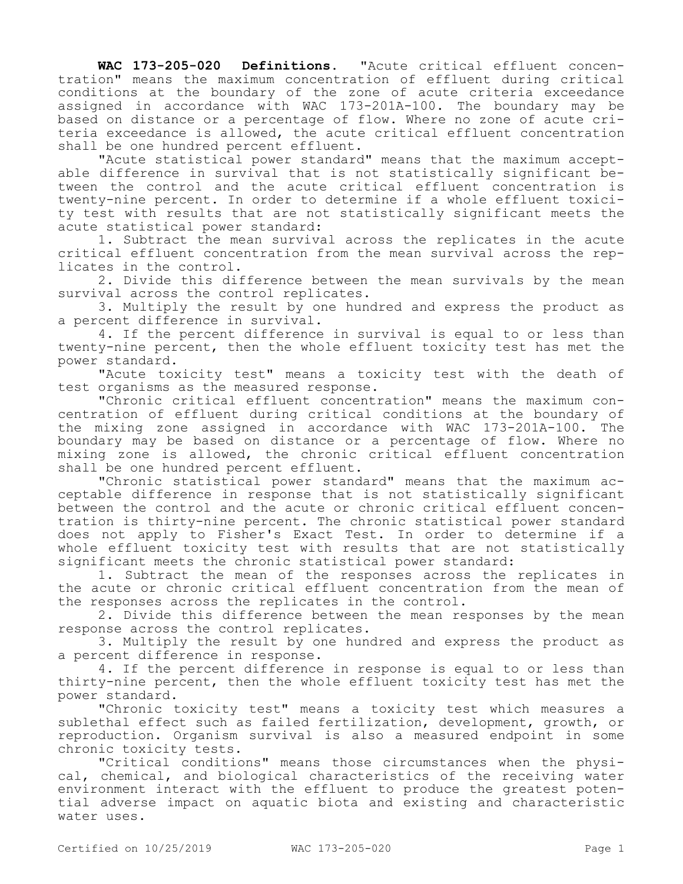**WAC 173-205-020 Definitions.** "Acute critical effluent concentration" means the maximum concentration of effluent during critical conditions at the boundary of the zone of acute criteria exceedance assigned in accordance with WAC 173-201A-100. The boundary may be based on distance or a percentage of flow. Where no zone of acute criteria exceedance is allowed, the acute critical effluent concentration shall be one hundred percent effluent.

"Acute statistical power standard" means that the maximum acceptable difference in survival that is not statistically significant between the control and the acute critical effluent concentration is twenty-nine percent. In order to determine if a whole effluent toxicity test with results that are not statistically significant meets the acute statistical power standard:

1. Subtract the mean survival across the replicates in the acute critical effluent concentration from the mean survival across the replicates in the control.
2. Divide this difference between the mean survivals by the mean survival across the control replicates.
3. Multiply the result by one hundred and express the product as a percent difference in survival.
4. If the percent difference in survival is equal to or less than twenty-nine percent, then the whole effluent toxicity test has met the power standard.

"Acute toxicity test" means a toxicity test with the death of test organisms as the measured response.

"Chronic critical effluent concentration" means the maximum concentration of effluent during critical conditions at the boundary of the mixing zone assigned in accordance with WAC 173-201A-100. The boundary may be based on distance or a percentage of flow. Where no mixing zone is allowed, the chronic critical effluent concentration shall be one hundred percent effluent.

"Chronic statistical power standard" means that the maximum acceptable difference in response that is not statistically significant between the control and the acute or chronic critical effluent concentration is thirty-nine percent. The chronic statistical power standard does not apply to Fisher's Exact Test. In order to determine if a whole effluent toxicity test with results that are not statistically significant meets the chronic statistical power standard:

1. Subtract the mean of the responses across the replicates in the acute or chronic critical effluent concentration from the mean of the responses across the replicates in the control.
2. Divide this difference between the mean responses by the mean response across the control replicates.
3. Multiply the result by one hundred and express the product as a percent difference in response.
4. If the percent difference in response is equal to or less than thirty-nine percent, then the whole effluent toxicity test has met the power standard.

"Chronic toxicity test" means a toxicity test which measures a sublethal effect such as failed fertilization, development, growth, or reproduction. Organism survival is also a measured endpoint in some chronic toxicity tests.

"Critical conditions" means those circumstances when the physical, chemical, and biological characteristics of the receiving water environment interact with the effluent to produce the greatest potential adverse impact on aquatic biota and existing and characteristic water uses.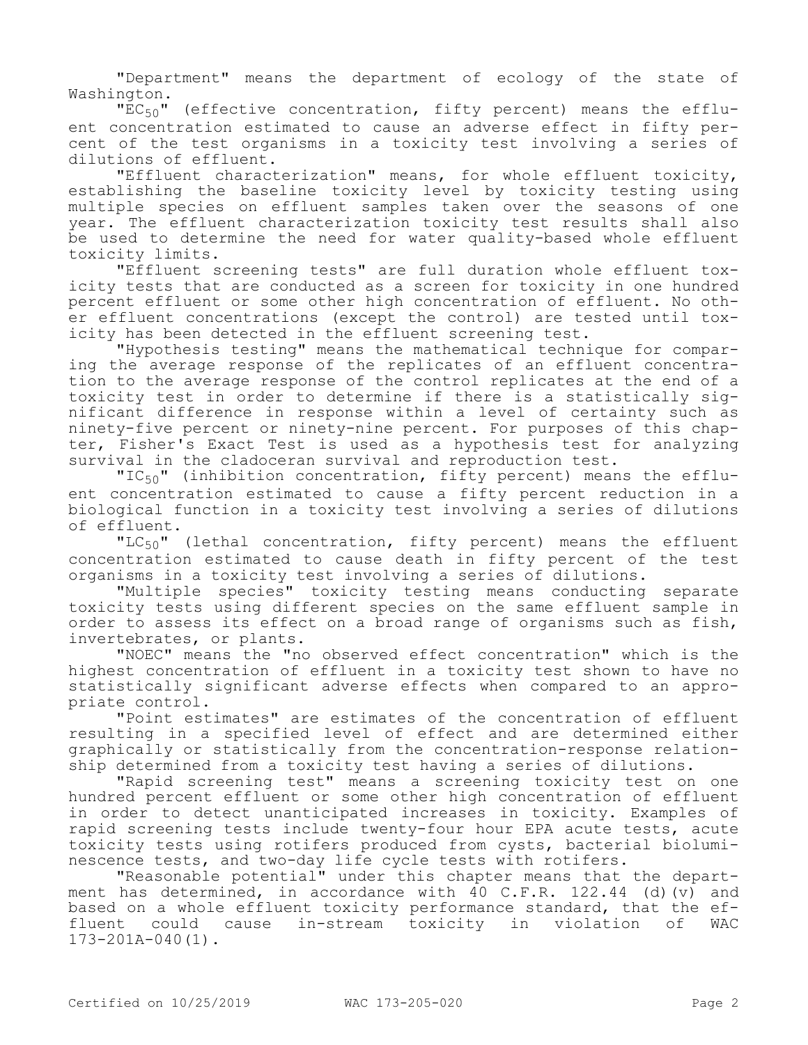"Department" means the department of ecology of the state of Washington.

"$EC_{50}$" (effective concentration, fifty percent) means the effluent concentration estimated to cause an adverse effect in fifty percent of the test organisms in a toxicity test involving a series of dilutions of effluent.

"Effluent characterization" means, for whole effluent toxicity, establishing the baseline toxicity level by toxicity testing using multiple species on effluent samples taken over the seasons of one year. The effluent characterization toxicity test results shall also be used to determine the need for water quality-based whole effluent toxicity limits.

"Effluent screening tests" are full duration whole effluent toxicity tests that are conducted as a screen for toxicity in one hundred percent effluent or some other high concentration of effluent. No other effluent concentrations (except the control) are tested until toxicity has been detected in the effluent screening test.

"Hypothesis testing" means the mathematical technique for comparing the average response of the replicates of an effluent concentration to the average response of the control replicates at the end of a toxicity test in order to determine if there is a statistically significant difference in response within a level of certainty such as ninety-five percent or ninety-nine percent. For purposes of this chapter, Fisher's Exact Test is used as a hypothesis test for analyzing survival in the cladoceran survival and reproduction test.

"$IC_{50}$" (inhibition concentration, fifty percent) means the effluent concentration estimated to cause a fifty percent reduction in a biological function in a toxicity test involving a series of dilutions of effluent.

"$LC_{50}$" (lethal concentration, fifty percent) means the effluent concentration estimated to cause death in fifty percent of the test organisms in a toxicity test involving a series of dilutions.

"Multiple species" toxicity testing means conducting separate toxicity tests using different species on the same effluent sample in order to assess its effect on a broad range of organisms such as fish, invertebrates, or plants.

"NOEC" means the "no observed effect concentration" which is the highest concentration of effluent in a toxicity test shown to have no statistically significant adverse effects when compared to an appropriate control.

"Point estimates" are estimates of the concentration of effluent resulting in a specified level of effect and are determined either graphically or statistically from the concentration-response relationship determined from a toxicity test having a series of dilutions.

"Rapid screening test" means a screening toxicity test on one hundred percent effluent or some other high concentration of effluent in order to detect unanticipated increases in toxicity. Examples of rapid screening tests include twenty-four hour EPA acute tests, acute toxicity tests using rotifers produced from cysts, bacterial bioluminescence tests, and two-day life cycle tests with rotifers.

"Reasonable potential" under this chapter means that the department has determined, in accordance with 40 C.F.R. 122.44 (d)(v) and based on a whole effluent toxicity performance standard, that the effluent could cause in-stream toxicity in violation of WAC 173-201A-040(1).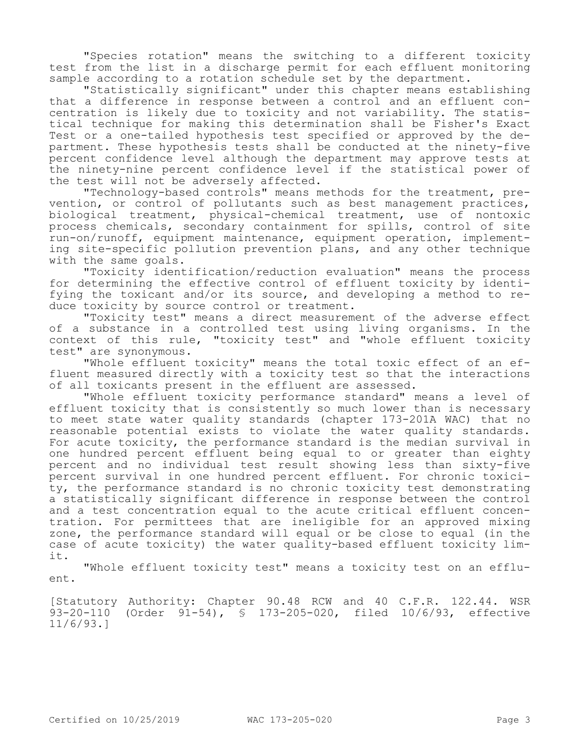"Species rotation" means the switching to a different toxicity test from the list in a discharge permit for each effluent monitoring sample according to a rotation schedule set by the department.

"Statistically significant" under this chapter means establishing that a difference in response between a control and an effluent concentration is likely due to toxicity and not variability. The statistical technique for making this determination shall be Fisher's Exact Test or a one-tailed hypothesis test specified or approved by the department. These hypothesis tests shall be conducted at the ninety-five percent confidence level although the department may approve tests at the ninety-nine percent confidence level if the statistical power of the test will not be adversely affected.

"Technology-based controls" means methods for the treatment, prevention, or control of pollutants such as best management practices, biological treatment, physical-chemical treatment, use of nontoxic process chemicals, secondary containment for spills, control of site run-on/runoff, equipment maintenance, equipment operation, implementing site-specific pollution prevention plans, and any other technique with the same goals.

"Toxicity identification/reduction evaluation" means the process for determining the effective control of effluent toxicity by identifying the toxicant and/or its source, and developing a method to reduce toxicity by source control or treatment.

"Toxicity test" means a direct measurement of the adverse effect of a substance in a controlled test using living organisms. In the context of this rule, "toxicity test" and "whole effluent toxicity test" are synonymous.

"Whole effluent toxicity" means the total toxic effect of an effluent measured directly with a toxicity test so that the interactions of all toxicants present in the effluent are assessed.

"Whole effluent toxicity performance standard" means a level of effluent toxicity that is consistently so much lower than is necessary to meet state water quality standards (chapter 173-201A WAC) that no reasonable potential exists to violate the water quality standards. For acute toxicity, the performance standard is the median survival in one hundred percent effluent being equal to or greater than eighty percent and no individual test result showing less than sixty-five percent survival in one hundred percent effluent. For chronic toxicity, the performance standard is no chronic toxicity test demonstrating a statistically significant difference in response between the control and a test concentration equal to the acute critical effluent concentration. For permittees that are ineligible for an approved mixing zone, the performance standard will equal or be close to equal (in the case of acute toxicity) the water quality-based effluent toxicity limit.

"Whole effluent toxicity test" means a toxicity test on an effluent.

[Statutory Authority: Chapter 90.48 RCW and 40 C.F.R. 122.44. WSR 93-20-110 (Order 91-54), § 173-205-020, filed 10/6/93, effective 11/6/93.]